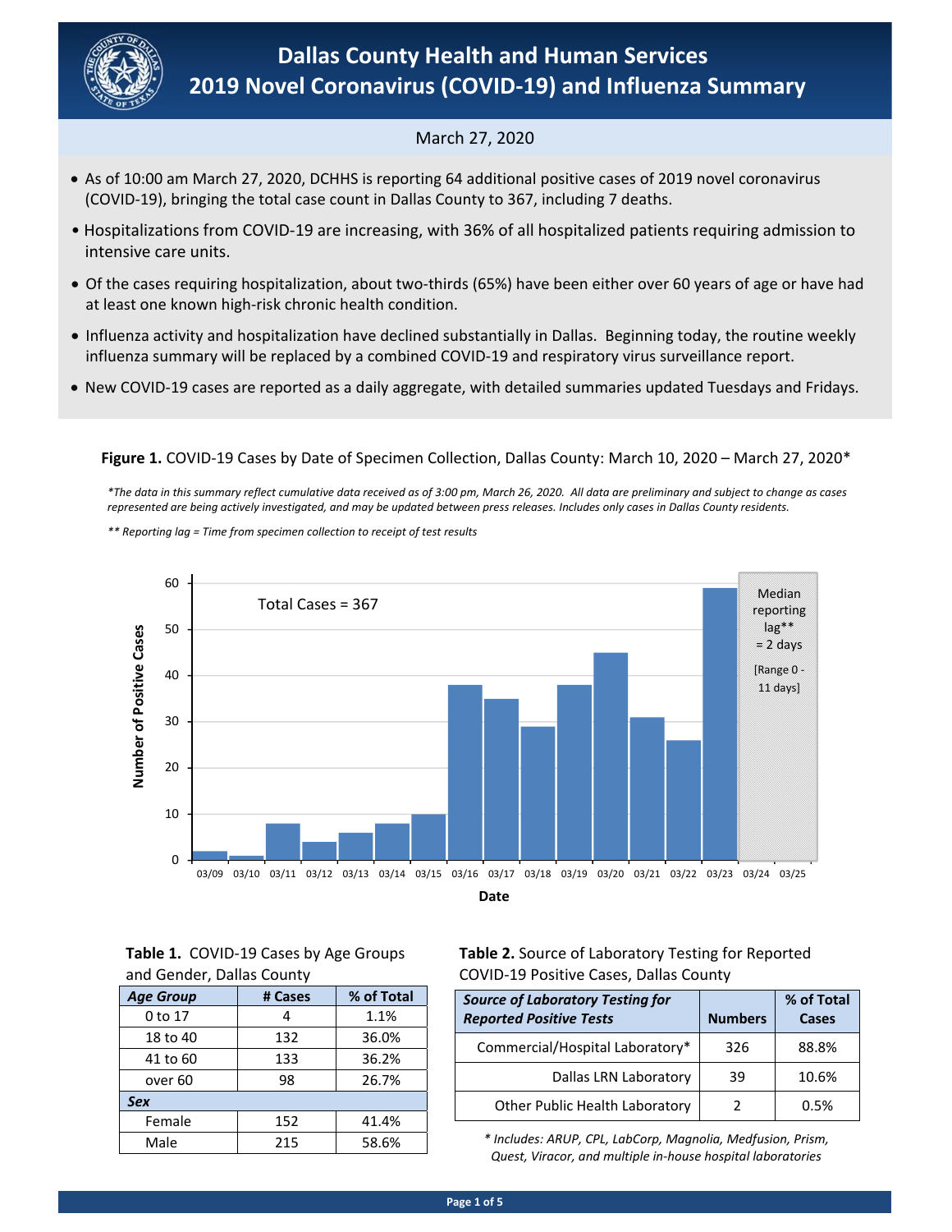# Dallas County Health and Human Services
# 2019 Novel Coronavirus (COVID-19) and Influenza Summary

March 27, 2020

- As of 10:00 am March 27, 2020, DCHHS is reporting 64 additional positive cases of 2019 novel coronavirus (COVID-19), bringing the total case count in Dallas County to 367, including 7 deaths.
- Hospitalizations from COVID-19 are increasing, with 36% of all hospitalized patients requiring admission to intensive care units.
- Of the cases requiring hospitalization, about two-thirds (65%) have been either over 60 years of age or have had at least one known high-risk chronic health condition.
- Influenza activity and hospitalization have declined substantially in Dallas. Beginning today, the routine weekly influenza summary will be replaced by a combined COVID-19 and respiratory virus surveillance report.
- New COVID-19 cases are reported as a daily aggregate, with detailed summaries updated Tuesdays and Fridays.

**Figure 1.** COVID-19 Cases by Date of Specimen Collection, Dallas County: March 10, 2020 – March 27, 2020*

*\*The data in this summary reflect cumulative data received as of 3:00 pm, March 26, 2020. All data are preliminary and subject to change as cases represented are being actively investigated, and may be updated between press releases. Includes only cases in Dallas County residents.*

*\*\* Reporting lag = Time from specimen collection to receipt of test results*

Total Cases = 367

Median reporting lag** = 2 days [Range 0 - 11 days]

| Date | Number of Positive Cases |
|---|---|
| 03/09 | 2 |
| 03/10 | 1 |
| 03/11 | 8 |
| 03/12 | 4 |
| 03/13 | 6 |
| 03/14 | 8 |
| 03/15 | 10 |
| 03/16 | 38 |
| 03/17 | 35 |
| 03/18 | 29 |
| 03/19 | 38 |
| 03/20 | 45 |
| 03/21 | 31 |
| 03/22 | 26 |
| 03/23 | 59 |
| 03/24 | |
| 03/25 | |

**Table 1.** COVID-19 Cases by Age Groups and Gender, Dallas County

| *Age Group* | # Cases | % of Total |
|---|---|---|
| 0 to 17 | 4 | 1.1% |
| 18 to 40 | 132 | 36.0% |
| 41 to 60 | 133 | 36.2% |
| over 60 | 98 | 26.7% |
| ***Sex*** | | |
| Female | 152 | 41.4% |
| Male | 215 | 58.6% |

**Table 2.** Source of Laboratory Testing for Reported COVID-19 Positive Cases, Dallas County

| *Source of Laboratory Testing for Reported Positive Tests* | Numbers | % of Total Cases |
|---|---|---|
| Commercial/Hospital Laboratory* | 326 | 88.8% |
| Dallas LRN Laboratory | 39 | 10.6% |
| Other Public Health Laboratory | 2 | 0.5% |

*\* Includes: ARUP, CPL, LabCorp, Magnolia, Medfusion, Prism, Quest, Viracor, and multiple in-house hospital laboratories*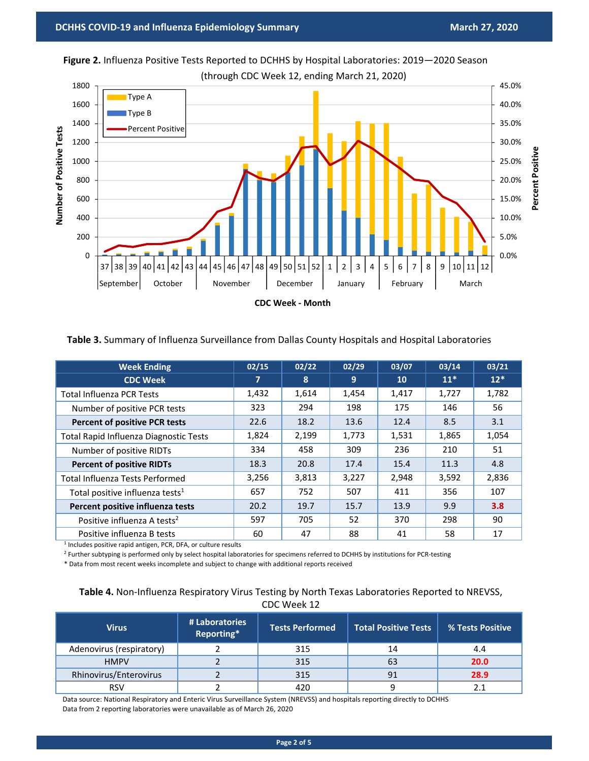**Figure 2.** Influenza Positive Tests Reported to DCHHS by Hospital Laboratories: 2019—2020 Season (through CDC Week 12, ending March 21, 2020)

**Table 3.** Summary of Influenza Surveillance from Dallas County Hospitals and Hospital Laboratories

| Week Ending | 02/15 | 02/22 | 02/29 | 03/07 | 03/14 | 03/21 |
|---|---|---|---|---|---|---|
| **CDC Week** | **7** | **8** | **9** | **10** | **11*** | **12*** |
| Total Influenza PCR Tests | 1,432 | 1,614 | 1,454 | 1,417 | 1,727 | 1,782 |
| Number of positive PCR tests | 323 | 294 | 198 | 175 | 146 | 56 |
| **Percent of positive PCR tests** | 22.6 | 18.2 | 13.6 | 12.4 | 8.5 | 3.1 |
| Total Rapid Influenza Diagnostic Tests | 1,824 | 2,199 | 1,773 | 1,531 | 1,865 | 1,054 |
| Number of positive RIDTs | 334 | 458 | 309 | 236 | 210 | 51 |
| **Percent of positive RIDTs** | 18.3 | 20.8 | 17.4 | 15.4 | 11.3 | 4.8 |
| Total Influenza Tests Performed | 3,256 | 3,813 | 3,227 | 2,948 | 3,592 | 2,836 |
| Total positive influenza tests[1] | 657 | 752 | 507 | 411 | 356 | 107 |
| **Percent positive influenza tests** | 20.2 | 19.7 | 15.7 | 13.9 | 9.9 | **3.8** |
| Positive influenza A tests[2] | 597 | 705 | 52 | 370 | 298 | 90 |
| Positive influenza B tests | 60 | 47 | 88 | 41 | 58 | 17 |

[1] Includes positive rapid antigen, PCR, DFA, or culture results

[2] Further subtyping is performed only by select hospital laboratories for specimens referred to DCHHS by institutions for PCR-testing

* Data from most recent weeks incomplete and subject to change with additional reports received

**Table 4.** Non-Influenza Respiratory Virus Testing by North Texas Laboratories Reported to NREVSS, CDC Week 12

| Virus | # Laboratories Reporting* | Tests Performed | Total Positive Tests | % Tests Positive |
|---|---|---|---|---|
| Adenovirus (respiratory) | 2 | 315 | 14 | 4.4 |
| HMPV | 2 | 315 | 63 | **20.0** |
| Rhinovirus/Enterovirus | 2 | 315 | 91 | **28.9** |
| RSV | 2 | 420 | 9 | 2.1 |

Data source: National Respiratory and Enteric Virus Surveillance System (NREVSS) and hospitals reporting directly to DCHHS

Data from 2 reporting laboratories were unavailable as of March 26, 2020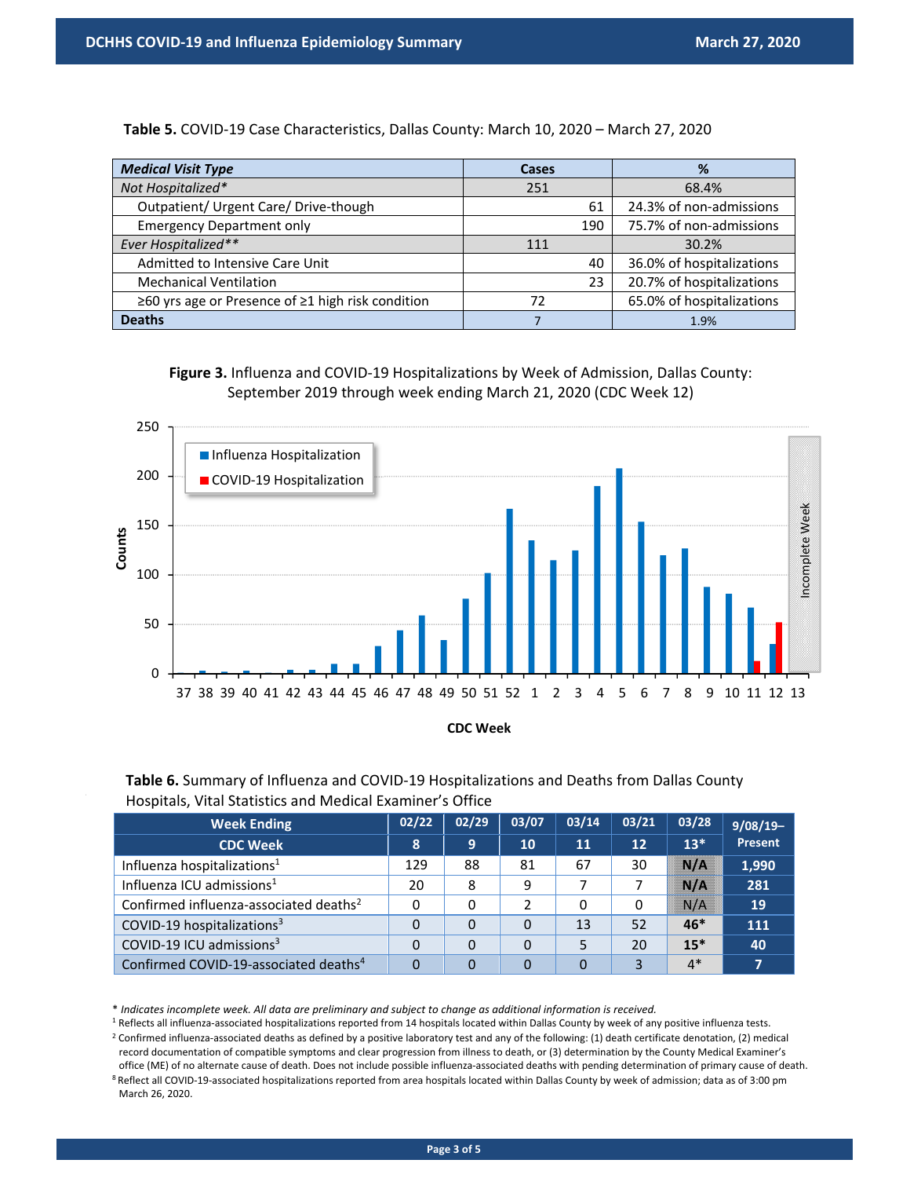**Table 5.** COVID-19 Case Characteristics, Dallas County: March 10, 2020 – March 27, 2020

| *Medical Visit Type* | Cases | % |
|---|---|---|
| *Not Hospitalized** | 251 | 68.4% |
| Outpatient/ Urgent Care/ Drive-though | 61 | 24.3% of non-admissions |
| Emergency Department only | 190 | 75.7% of non-admissions |
| *Ever Hospitalized*** | 111 | 30.2% |
| Admitted to Intensive Care Unit | 40 | 36.0% of hospitalizations |
| Mechanical Ventilation | 23 | 20.7% of hospitalizations |
| ≥60 yrs age or Presence of ≥1 high risk condition | 72 | 65.0% of hospitalizations |
| **Deaths** | 7 | 1.9% |

**Figure 3.** Influenza and COVID-19 Hospitalizations by Week of Admission, Dallas County: September 2019 through week ending March 21, 2020 (CDC Week 12)

**Table 6.** Summary of Influenza and COVID-19 Hospitalizations and Deaths from Dallas County Hospitals, Vital Statistics and Medical Examiner's Office

| Week Ending | 02/22 | 02/29 | 03/07 | 03/14 | 03/21 | 03/28 | 9/08/19–Present |
|---|---|---|---|---|---|---|---|
| CDC Week | 8 | 9 | 10 | 11 | 12 | 13* | |
| Influenza hospitalizations[1] | 129 | 88 | 81 | 67 | 30 | N/A | 1,990 |
| Influenza ICU admissions[1] | 20 | 8 | 9 | 7 | 7 | N/A | 281 |
| Confirmed influenza-associated deaths[2] | 0 | 0 | 2 | 0 | 0 | N/A | 19 |
| COVID-19 hospitalizations[3] | 0 | 0 | 0 | 13 | 52 | 46* | 111 |
| COVID-19 ICU admissions[3] | 0 | 0 | 0 | 5 | 20 | 15* | 40 |
| Confirmed COVID-19-associated deaths[4] | 0 | 0 | 0 | 0 | 3 | 4* | 7 |

* *Indicates incomplete week. All data are preliminary and subject to change as additional information is received.*

[1] Reflects all influenza-associated hospitalizations reported from 14 hospitals located within Dallas County by week of any positive influenza tests.

[2] Confirmed influenza-associated deaths as defined by a positive laboratory test and any of the following: (1) death certificate denotation, (2) medical record documentation of compatible symptoms and clear progression from illness to death, or (3) determination by the County Medical Examiner's office (ME) of no alternate cause of death. Does not include possible influenza-associated deaths with pending determination of primary cause of death.

[8] Reflect all COVID-19-associated hospitalizations reported from area hospitals located within Dallas County by week of admission; data as of 3:00 pm March 26, 2020.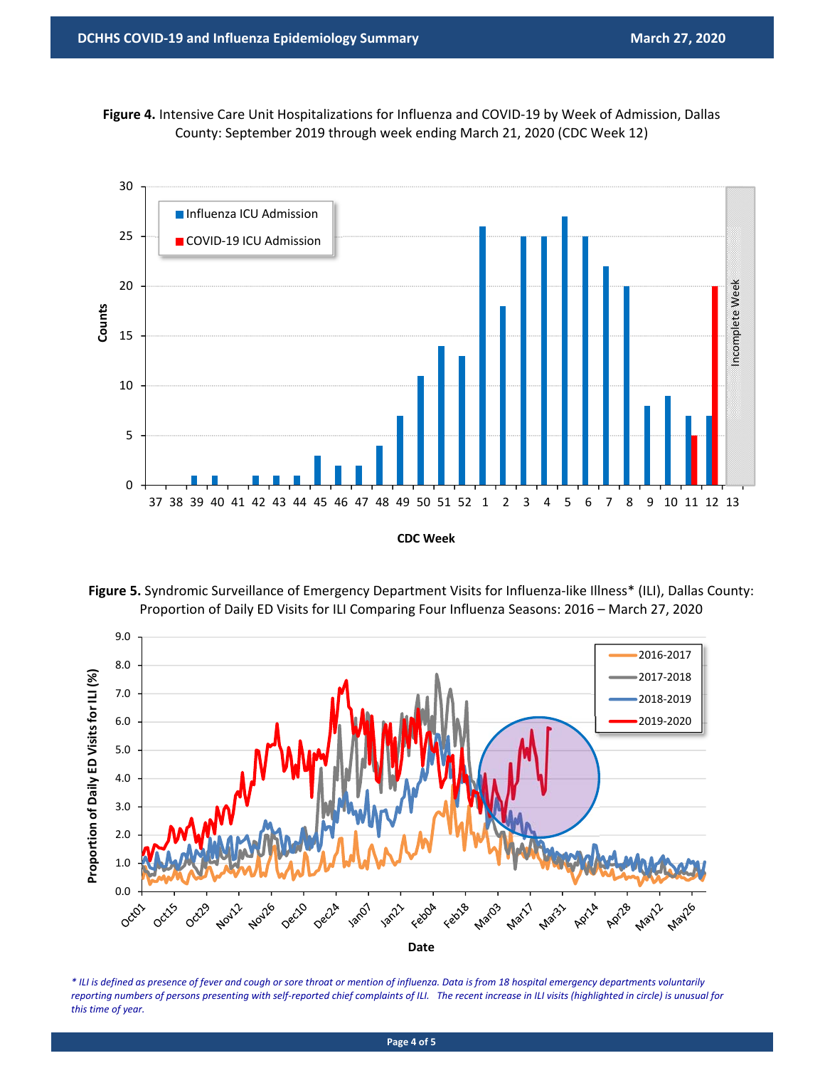**Figure 4.** Intensive Care Unit Hospitalizations for Influenza and COVID-19 by Week of Admission, Dallas County: September 2019 through week ending March 21, 2020 (CDC Week 12)

**Figure 5.** Syndromic Surveillance of Emergency Department Visits for Influenza-like Illness* (ILI), Dallas County: Proportion of Daily ED Visits for ILI Comparing Four Influenza Seasons: 2016 – March 27, 2020

*\* ILI is defined as presence of fever and cough or sore throat or mention of influenza. Data is from 18 hospital emergency departments voluntarily reporting numbers of persons presenting with self-reported chief complaints of ILI. The recent increase in ILI visits (highlighted in circle) is unusual for this time of year.*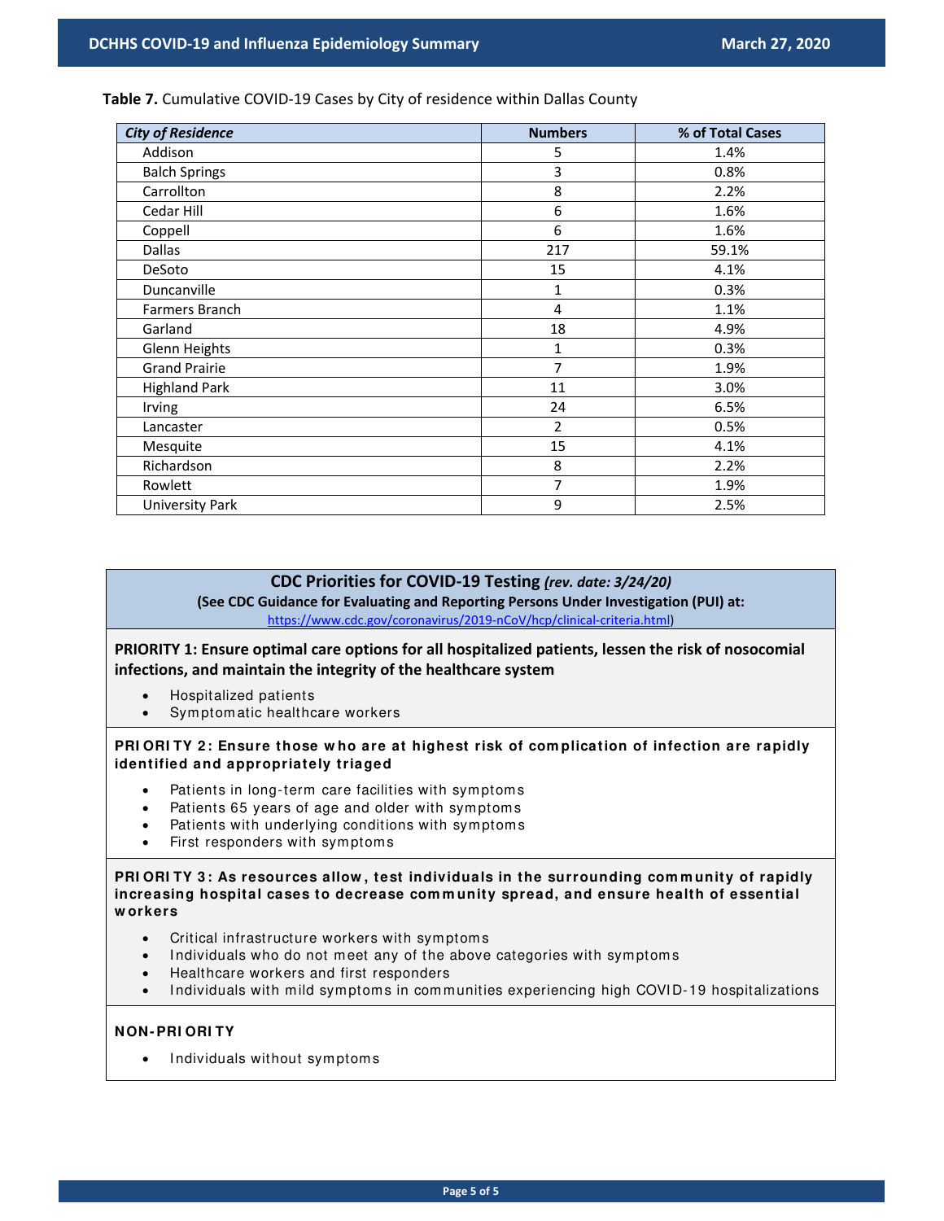**Table 7.** Cumulative COVID-19 Cases by City of residence within Dallas County

| *City of Residence* | Numbers | % of Total Cases |
|---|---|---|
| Addison | 5 | 1.4% |
| Balch Springs | 3 | 0.8% |
| Carrollton | 8 | 2.2% |
| Cedar Hill | 6 | 1.6% |
| Coppell | 6 | 1.6% |
| Dallas | 217 | 59.1% |
| DeSoto | 15 | 4.1% |
| Duncanville | 1 | 0.3% |
| Farmers Branch | 4 | 1.1% |
| Garland | 18 | 4.9% |
| Glenn Heights | 1 | 0.3% |
| Grand Prairie | 7 | 1.9% |
| Highland Park | 11 | 3.0% |
| Irving | 24 | 6.5% |
| Lancaster | 2 | 0.5% |
| Mesquite | 15 | 4.1% |
| Richardson | 8 | 2.2% |
| Rowlett | 7 | 1.9% |
| University Park | 9 | 2.5% |

## CDC Priorities for COVID-19 Testing *(rev. date: 3/24/20)*

**(See CDC Guidance for Evaluating and Reporting Persons Under Investigation (PUI) at:** https://www.cdc.gov/coronavirus/2019-nCoV/hcp/clinical-criteria.html)

**PRIORITY 1: Ensure optimal care options for all hospitalized patients, lessen the risk of nosocomial infections, and maintain the integrity of the healthcare system**

- Hospitalized patients
- Symptomatic healthcare workers

**PRIORITY 2: Ensure those who are at highest risk of complication of infection are rapidly identified and appropriately triaged**

- Patients in long-term care facilities with symptoms
- Patients 65 years of age and older with symptoms
- Patients with underlying conditions with symptoms
- First responders with symptoms

**PRIORITY 3: As resources allow, test individuals in the surrounding community of rapidly increasing hospital cases to decrease community spread, and ensure health of essential workers**

- Critical infrastructure workers with symptoms
- Individuals who do not meet any of the above categories with symptoms
- Healthcare workers and first responders
- Individuals with mild symptoms in communities experiencing high COVID-19 hospitalizations

**NON-PRIORITY**

- Individuals without symptoms